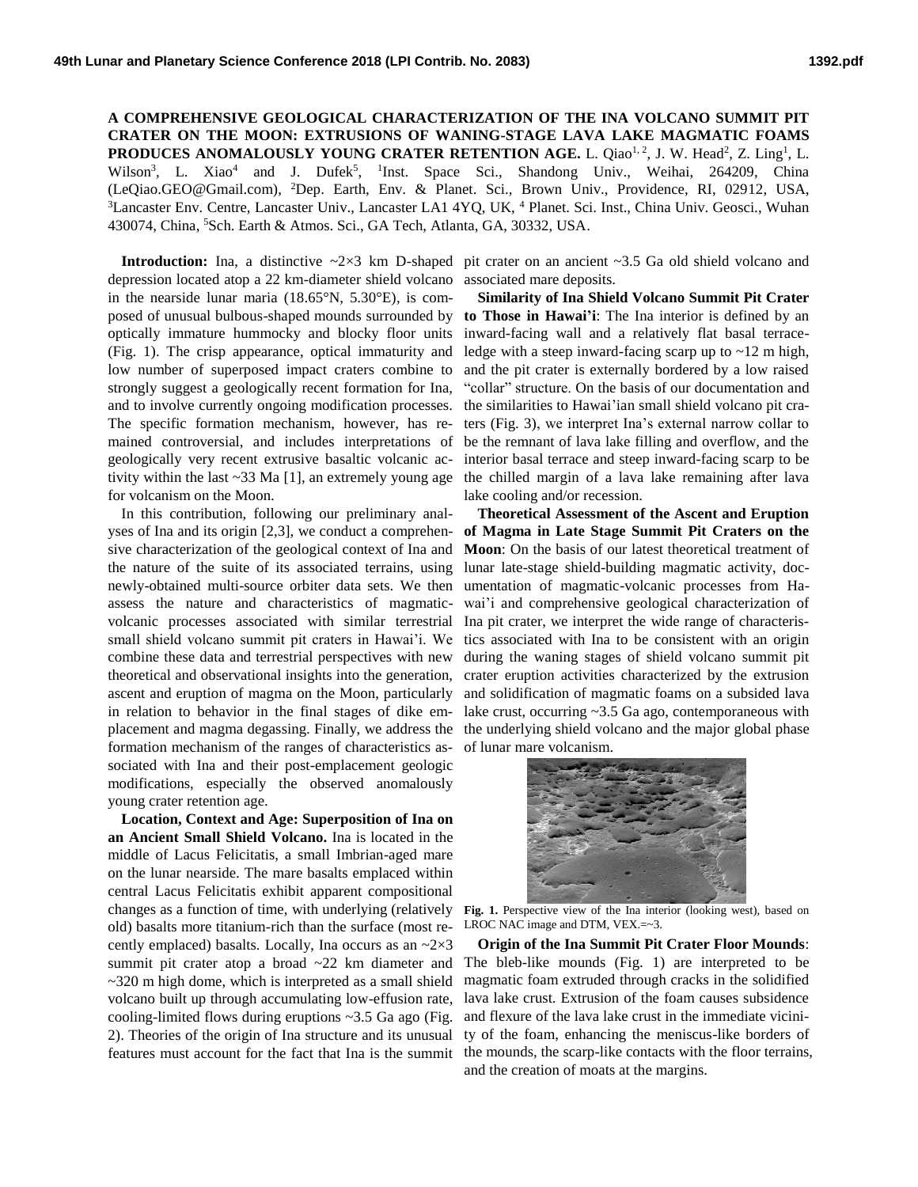# A COMPREHENSIVE GEOLOGICAL CHARACTERIZATION OF THE INA VOLCANO SUMMIT PIT CRATER ON THE MOON: EXTRUSIONS OF WANING-STAGE LAVA LAKE MAGMATIC FOAMS PRODUCES ANOMALOUSLY YOUNG CRATER RETENTION AGE.

L. Qiao[1,2], J. W. Head[2], Z. Ling[1], L. Wilson[3], L. Xiao[4] and J. Dufek[5], [1]Inst. Space Sci., Shandong Univ., Weihai, 264209, China (LeQiao.GEO@Gmail.com), [2]Dep. Earth, Env. & Planet. Sci., Brown Univ., Providence, RI, 02912, USA, [3]Lancaster Env. Centre, Lancaster Univ., Lancaster LA1 4YQ, UK, [4] Planet. Sci. Inst., China Univ. Geosci., Wuhan 430074, China, [5]Sch. Earth & Atmos. Sci., GA Tech, Atlanta, GA, 30332, USA.

**Introduction:** Ina, a distinctive ~2×3 km D-shaped depression located atop a 22 km-diameter shield volcano in the nearside lunar maria (18.65°N, 5.30°E), is composed of unusual bulbous-shaped mounds surrounded by optically immature hummocky and blocky floor units (Fig. 1). The crisp appearance, optical immaturity and low number of superposed impact craters combine to strongly suggest a geologically recent formation for Ina, and to involve currently ongoing modification processes. The specific formation mechanism, however, has remained controversial, and includes interpretations of geologically very recent extrusive basaltic volcanic activity within the last ~33 Ma [1], an extremely young age for volcanism on the Moon.

In this contribution, following our preliminary analyses of Ina and its origin [2,3], we conduct a comprehensive characterization of the geological context of Ina and the nature of the suite of its associated terrains, using newly-obtained multi-source orbiter data sets. We then assess the nature and characteristics of magmatic-volcanic processes associated with similar terrestrial small shield volcano summit pit craters in Hawai'i. We combine these data and terrestrial perspectives with new theoretical and observational insights into the generation, ascent and eruption of magma on the Moon, particularly in relation to behavior in the final stages of dike emplacement and magma degassing. Finally, we address the formation mechanism of the ranges of characteristics associated with Ina and their post-emplacement geologic modifications, especially the observed anomalously young crater retention age.

**Location, Context and Age: Superposition of Ina on an Ancient Small Shield Volcano.** Ina is located in the middle of Lacus Felicitatis, a small Imbrian-aged mare on the lunar nearside. The mare basalts emplaced within central Lacus Felicitatis exhibit apparent compositional changes as a function of time, with underlying (relatively old) basalts more titanium-rich than the surface (most recently emplaced) basalts. Locally, Ina occurs as an ~2×3 summit pit crater atop a broad ~22 km diameter and ~320 m high dome, which is interpreted as a small shield volcano built up through accumulating low-effusion rate, cooling-limited flows during eruptions ~3.5 Ga ago (Fig. 2). Theories of the origin of Ina structure and its unusual features must account for the fact that Ina is the summit pit crater on an ancient ~3.5 Ga old shield volcano and associated mare deposits.

**Similarity of Ina Shield Volcano Summit Pit Crater to Those in Hawai'i**: The Ina interior is defined by an inward-facing wall and a relatively flat basal terrace-ledge with a steep inward-facing scarp up to ~12 m high, and the pit crater is externally bordered by a low raised "collar" structure. On the basis of our documentation and the similarities to Hawai'ian small shield volcano pit craters (Fig. 3), we interpret Ina's external narrow collar to be the remnant of lava lake filling and overflow, and the interior basal terrace and steep inward-facing scarp to be the chilled margin of a lava lake remaining after lava lake cooling and/or recession.

**Theoretical Assessment of the Ascent and Eruption of Magma in Late Stage Summit Pit Craters on the Moon**: On the basis of our latest theoretical treatment of lunar late-stage shield-building magmatic activity, documentation of magmatic-volcanic processes from Hawai'i and comprehensive geological characterization of Ina pit crater, we interpret the wide range of characteristics associated with Ina to be consistent with an origin during the waning stages of shield volcano summit pit crater eruption activities characterized by the extrusion and solidification of magmatic foams on a subsided lava lake crust, occurring ~3.5 Ga ago, contemporaneous with the underlying shield volcano and the major global phase of lunar mare volcanism.

**Fig. 1.** Perspective view of the Ina interior (looking west), based on LROC NAC image and DTM, VEX.=~3.

**Origin of the Ina Summit Pit Crater Floor Mounds**: The bleb-like mounds (Fig. 1) are interpreted to be magmatic foam extruded through cracks in the solidified lava lake crust. Extrusion of the foam causes subsidence and flexure of the lava lake crust in the immediate vicinity of the foam, enhancing the meniscus-like borders of the mounds, the scarp-like contacts with the floor terrains, and the creation of moats at the margins.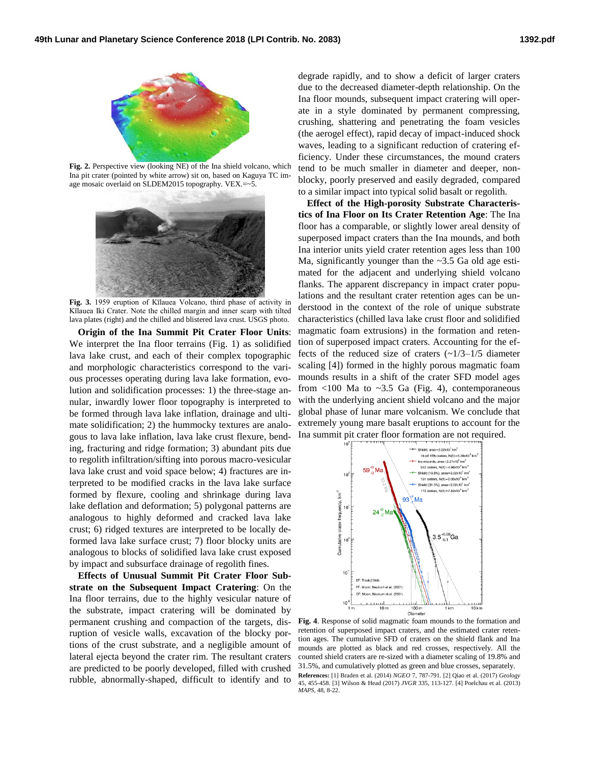**Fig. 2.** Perspective view (looking NE) of the Ina shield volcano, which Ina pit crater (pointed by white arrow) sit on, based on Kaguya TC image mosaic overlaid on SLDEM2015 topography. VEX.=~5.

**Fig. 3.** 1959 eruption of Kīlauea Volcano, third phase of activity in Kīlauea Iki Crater. Note the chilled margin and inner scarp with tilted lava plates (right) and the chilled and blistered lava crust. USGS photo.

**Origin of the Ina Summit Pit Crater Floor Units**: We interpret the Ina floor terrains (Fig. 1) as solidified lava lake crust, and each of their complex topographic and morphologic characteristics correspond to the various processes operating during lava lake formation, evolution and solidification processes: 1) the three-stage annular, inwardly lower floor topography is interpreted to be formed through lava lake inflation, drainage and ultimate solidification; 2) the hummocky textures are analogous to lava lake inflation, lava lake crust flexure, bending, fracturing and ridge formation; 3) abundant pits due to regolith infiltration/sifting into porous macro-vesicular lava lake crust and void space below; 4) fractures are interpreted to be modified cracks in the lava lake surface formed by flexure, cooling and shrinkage during lava lake deflation and deformation; 5) polygonal patterns are analogous to highly deformed and cracked lava lake crust; 6) ridged textures are interpreted to be locally deformed lava lake surface crust; 7) floor blocky units are analogous to blocks of solidified lava lake crust exposed by impact and subsurface drainage of regolith fines.

**Effects of Unusual Summit Pit Crater Floor Substrate on the Subsequent Impact Cratering**: On the Ina floor terrains, due to the highly vesicular nature of the substrate, impact cratering will be dominated by permanent crushing and compaction of the targets, disruption of vesicle walls, excavation of the blocky portions of the crust substrate, and a negligible amount of lateral ejecta beyond the crater rim. The resultant craters are predicted to be poorly developed, filled with crushed rubble, abnormally-shaped, difficult to identify and to degrade rapidly, and to show a deficit of larger craters due to the decreased diameter-depth relationship. On the Ina floor mounds, subsequent impact cratering will operate in a style dominated by permanent compressing, crushing, shattering and penetrating the foam vesicles (the aerogel effect), rapid decay of impact-induced shock waves, leading to a significant reduction of cratering efficiency. Under these circumstances, the mound craters tend to be much smaller in diameter and deeper, non-blocky, poorly preserved and easily degraded, compared to a similar impact into typical solid basalt or regolith.

**Effect of the High-porosity Substrate Characteristics of Ina Floor on Its Crater Retention Age**: The Ina floor has a comparable, or slightly lower areal density of superposed impact craters than the Ina mounds, and both Ina interior units yield crater retention ages less than 100 Ma, significantly younger than the ~3.5 Ga old age estimated for the adjacent and underlying shield volcano flanks. The apparent discrepancy in impact crater populations and the resultant crater retention ages can be understood in the context of the role of unique substrate characteristics (chilled lava lake crust floor and solidified magmatic foam extrusions) in the formation and retention of superposed impact craters. Accounting for the effects of the reduced size of craters (~1/3–1/5 diameter scaling [4]) formed in the highly porous magmatic foam mounds results in a shift of the crater SFD model ages from <100 Ma to ~3.5 Ga (Fig. 4), contemporaneous with the underlying ancient shield volcano and the major global phase of lunar mare volcanism. We conclude that extremely young mare basalt eruptions to account for the Ina summit pit crater floor formation are not required.

Shield, area=2.02x10¹ km²
16 (of 159) craters, N(1)=5.39x10⁻³ km⁻²
Ina mounds, area=2.27x10⁰ km²
542 craters, N(1)=4.96x10⁻⁵ km⁻²
Shield (19.8%), area=2.02x10¹ km²
151 craters, N(1)=2.00x10⁻⁵ km⁻²
Shield (31.5%), area=2.02x10¹ km²
173 craters, N(1)=7.82x10⁻⁵ km⁻²
$59^{+8}_{-3}$ Ma
$93^{+7}_{-7}$ Ma
$24^{+6}_{-2}$ Ma
$3.5^{+0.06}_{-0.1}$ Ga
33.2 Ma
Cumulative crater frequency, km⁻²
EF: Trask (1966)
PF: Moon, Neukum et al. (2001)
CF: Moon, Neukum et al. (2001)
1 m, 10 m, 100 m, 1 km, 10 km
Diameter

**Fig. 4**. Response of solid magmatic foam mounds to the formation and retention of superposed impact craters, and the estimated crater retention ages. The cumulative SFD of craters on the shield flank and Ina mounds are plotted as black and red crosses, respectively. All the counted shield craters are re-sized with a diameter scaling of 19.8% and 31.5%, and cumulatively plotted as green and blue crosses, separately.

**References:** [1] Braden et al. (2014) *NGEO* 7, 787-791. [2] Qiao et al. (2017) *Geology* 45, 455-458. [3] Wilson & Head (2017) *JVGR* 335, 113-127. [4] Poelchau et al. (2013) *MAPS*, 48, 8-22.